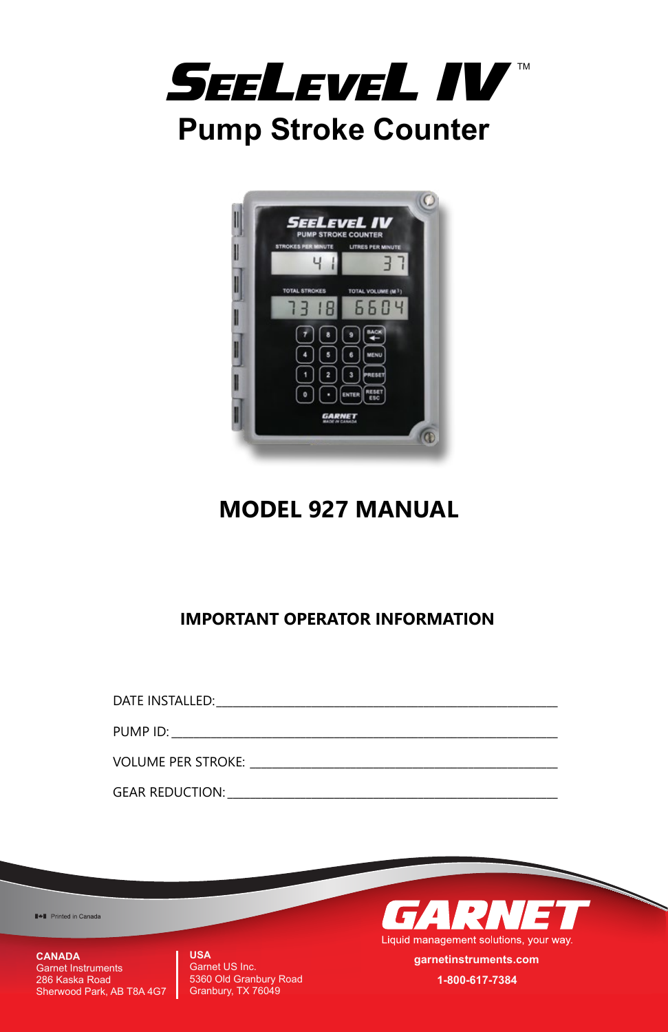# SEELEVEL IV™

## Pump Stroke Counter

## MODEL 927 MANUAL

### IMPORTANT OPERATOR INFORMATION

DATE INSTALLED: ______________________________________________

PUMP ID: ______________________________________________

VOLUME PER STROKE: ______________________________________________

GEAR REDUCTION: ______________________________________________

Printed in Canada

**GARNET**

Liquid management solutions, your way.

**CANADA**
Garnet Instruments
286 Kaska Road
Sherwood Park, AB T8A 4G7

**USA**
Garnet US Inc.
5360 Old Granbury Road
Granbury, TX 76049

**garnetinstruments.com**

**1-800-617-7384**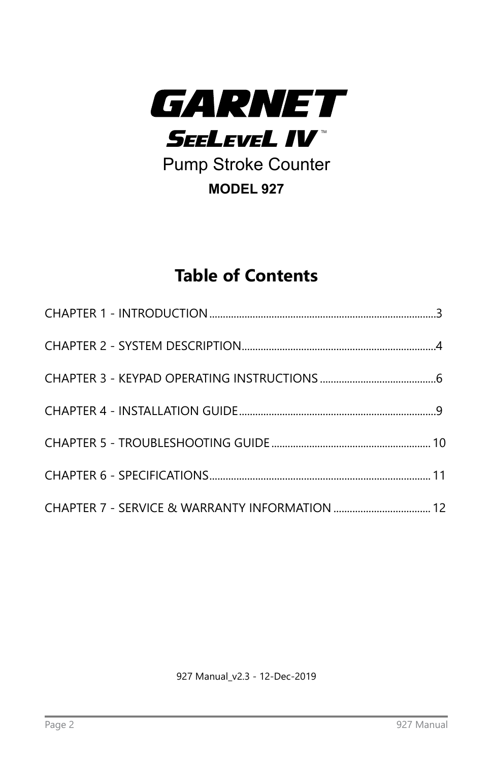# GARNET

## SEELEVEL IV™

## Pump Stroke Counter

**MODEL 927**

## Table of Contents

CHAPTER 1 - INTRODUCTION....................................................................................3

CHAPTER 2 - SYSTEM DESCRIPTION.......................................................................4

CHAPTER 3 - KEYPAD OPERATING INSTRUCTIONS...........................................6

CHAPTER 4 - INSTALLATION GUIDE........................................................................9

CHAPTER 5 - TROUBLESHOOTING GUIDE........................................................... 10

CHAPTER 6 - SPECIFICATIONS.................................................................................. 11

CHAPTER 7 - SERVICE & WARRANTY INFORMATION .................................... 12

927 Manual_v2.3 - 12-Dec-2019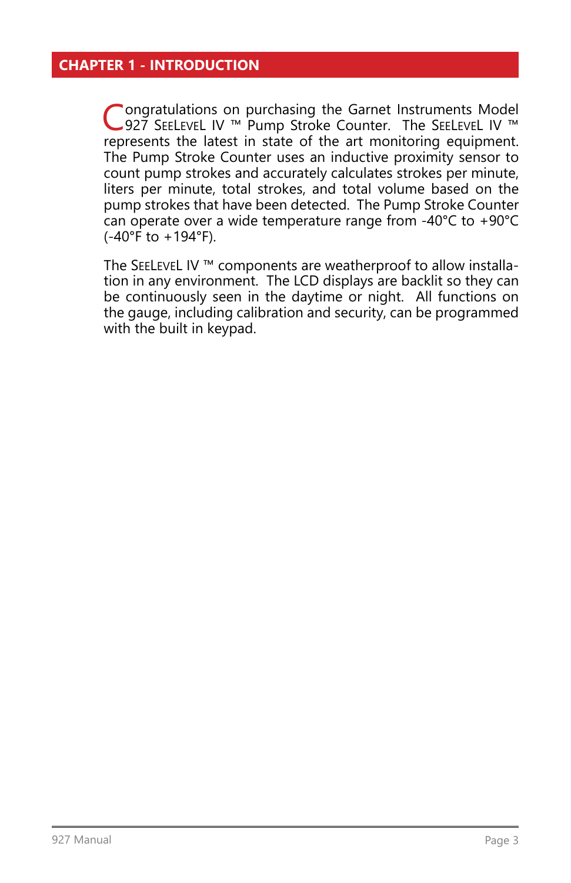# CHAPTER 1 - INTRODUCTION

Congratulations on purchasing the Garnet Instruments Model 927 SeeLevel IV ™ Pump Stroke Counter. The SeeLevel IV ™ represents the latest in state of the art monitoring equipment. The Pump Stroke Counter uses an inductive proximity sensor to count pump strokes and accurately calculates strokes per minute, liters per minute, total strokes, and total volume based on the pump strokes that have been detected. The Pump Stroke Counter can operate over a wide temperature range from -40°C to +90°C (-40°F to +194°F).

The SeeLevel IV ™ components are weatherproof to allow installation in any environment. The LCD displays are backlit so they can be continuously seen in the daytime or night. All functions on the gauge, including calibration and security, can be programmed with the built in keypad.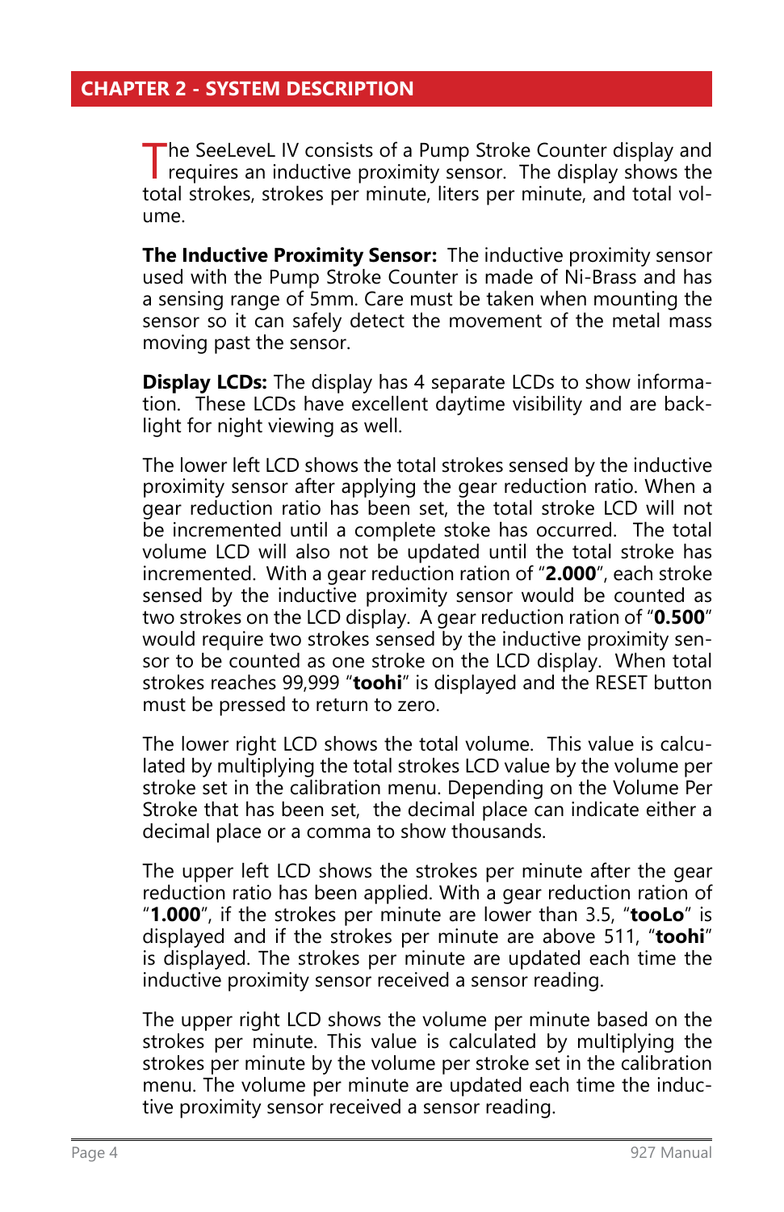## CHAPTER 2 - SYSTEM DESCRIPTION

The SeeLeveL IV consists of a Pump Stroke Counter display and requires an inductive proximity sensor. The display shows the total strokes, strokes per minute, liters per minute, and total volume.

**The Inductive Proximity Sensor:** The inductive proximity sensor used with the Pump Stroke Counter is made of Ni-Brass and has a sensing range of 5mm. Care must be taken when mounting the sensor so it can safely detect the movement of the metal mass moving past the sensor.

**Display LCDs:** The display has 4 separate LCDs to show information. These LCDs have excellent daytime visibility and are backlight for night viewing as well.

The lower left LCD shows the total strokes sensed by the inductive proximity sensor after applying the gear reduction ratio. When a gear reduction ratio has been set, the total stroke LCD will not be incremented until a complete stoke has occurred. The total volume LCD will also not be updated until the total stroke has incremented. With a gear reduction ration of "**2.000**", each stroke sensed by the inductive proximity sensor would be counted as two strokes on the LCD display. A gear reduction ration of "**0.500**" would require two strokes sensed by the inductive proximity sensor to be counted as one stroke on the LCD display. When total strokes reaches 99,999 "**toohi**" is displayed and the RESET button must be pressed to return to zero.

The lower right LCD shows the total volume. This value is calculated by multiplying the total strokes LCD value by the volume per stroke set in the calibration menu. Depending on the Volume Per Stroke that has been set, the decimal place can indicate either a decimal place or a comma to show thousands.

The upper left LCD shows the strokes per minute after the gear reduction ratio has been applied. With a gear reduction ration of "**1.000**", if the strokes per minute are lower than 3.5, "**tooLo**" is displayed and if the strokes per minute are above 511, "**toohi**" is displayed. The strokes per minute are updated each time the inductive proximity sensor received a sensor reading.

The upper right LCD shows the volume per minute based on the strokes per minute. This value is calculated by multiplying the strokes per minute by the volume per stroke set in the calibration menu. The volume per minute are updated each time the inductive proximity sensor received a sensor reading.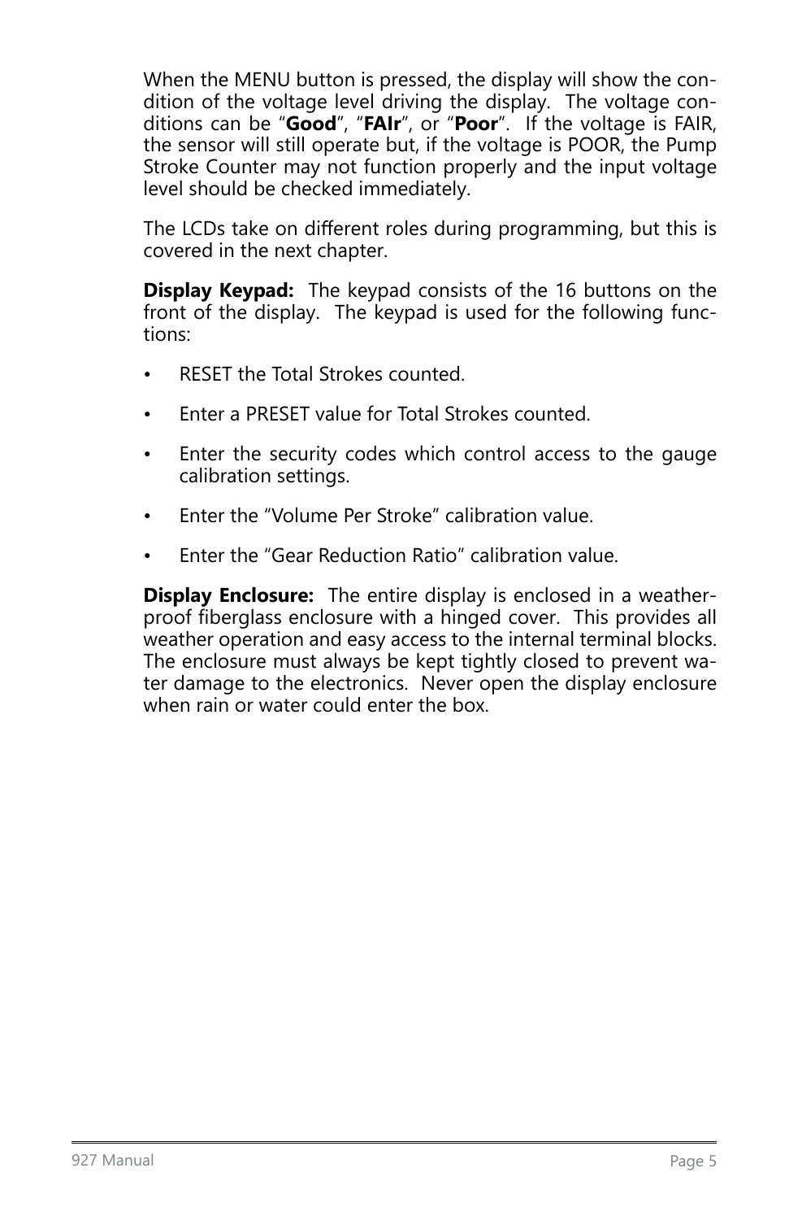When the MENU button is pressed, the display will show the condition of the voltage level driving the display. The voltage conditions can be "**Good**", "**FAIr**", or "**Poor**". If the voltage is FAIR, the sensor will still operate but, if the voltage is POOR, the Pump Stroke Counter may not function properly and the input voltage level should be checked immediately.

The LCDs take on different roles during programming, but this is covered in the next chapter.

**Display Keypad:** The keypad consists of the 16 buttons on the front of the display. The keypad is used for the following functions:

- RESET the Total Strokes counted.
- Enter a PRESET value for Total Strokes counted.
- Enter the security codes which control access to the gauge calibration settings.
- Enter the "Volume Per Stroke" calibration value.
- Enter the "Gear Reduction Ratio" calibration value.

**Display Enclosure:** The entire display is enclosed in a weatherproof fiberglass enclosure with a hinged cover. This provides all weather operation and easy access to the internal terminal blocks. The enclosure must always be kept tightly closed to prevent water damage to the electronics. Never open the display enclosure when rain or water could enter the box.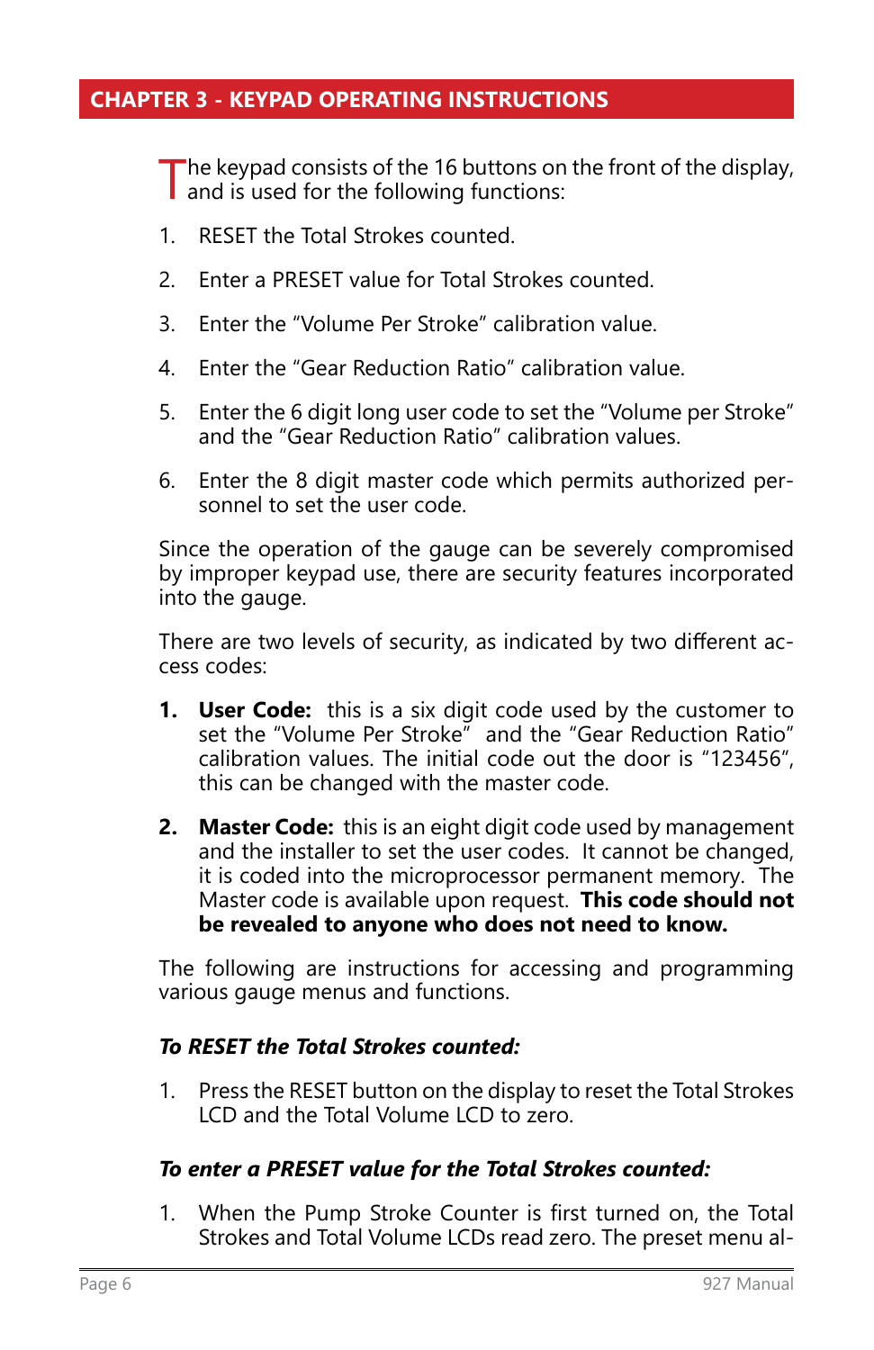# CHAPTER 3 - KEYPAD OPERATING INSTRUCTIONS

The keypad consists of the 16 buttons on the front of the display, and is used for the following functions:

1. RESET the Total Strokes counted.
2. Enter a PRESET value for Total Strokes counted.
3. Enter the "Volume Per Stroke" calibration value.
4. Enter the "Gear Reduction Ratio" calibration value.
5. Enter the 6 digit long user code to set the "Volume per Stroke" and the "Gear Reduction Ratio" calibration values.
6. Enter the 8 digit master code which permits authorized personnel to set the user code.

Since the operation of the gauge can be severely compromised by improper keypad use, there are security features incorporated into the gauge.

There are two levels of security, as indicated by two different access codes:

**1. User Code:** this is a six digit code used by the customer to set the "Volume Per Stroke" and the "Gear Reduction Ratio" calibration values. The initial code out the door is "123456", this can be changed with the master code.

**2. Master Code:** this is an eight digit code used by management and the installer to set the user codes. It cannot be changed, it is coded into the microprocessor permanent memory. The Master code is available upon request. **This code should not be revealed to anyone who does not need to know.**

The following are instructions for accessing and programming various gauge menus and functions.

***To RESET the Total Strokes counted:***

1. Press the RESET button on the display to reset the Total Strokes LCD and the Total Volume LCD to zero.

***To enter a PRESET value for the Total Strokes counted:***

1. When the Pump Stroke Counter is first turned on, the Total Strokes and Total Volume LCDs read zero. The preset menu al-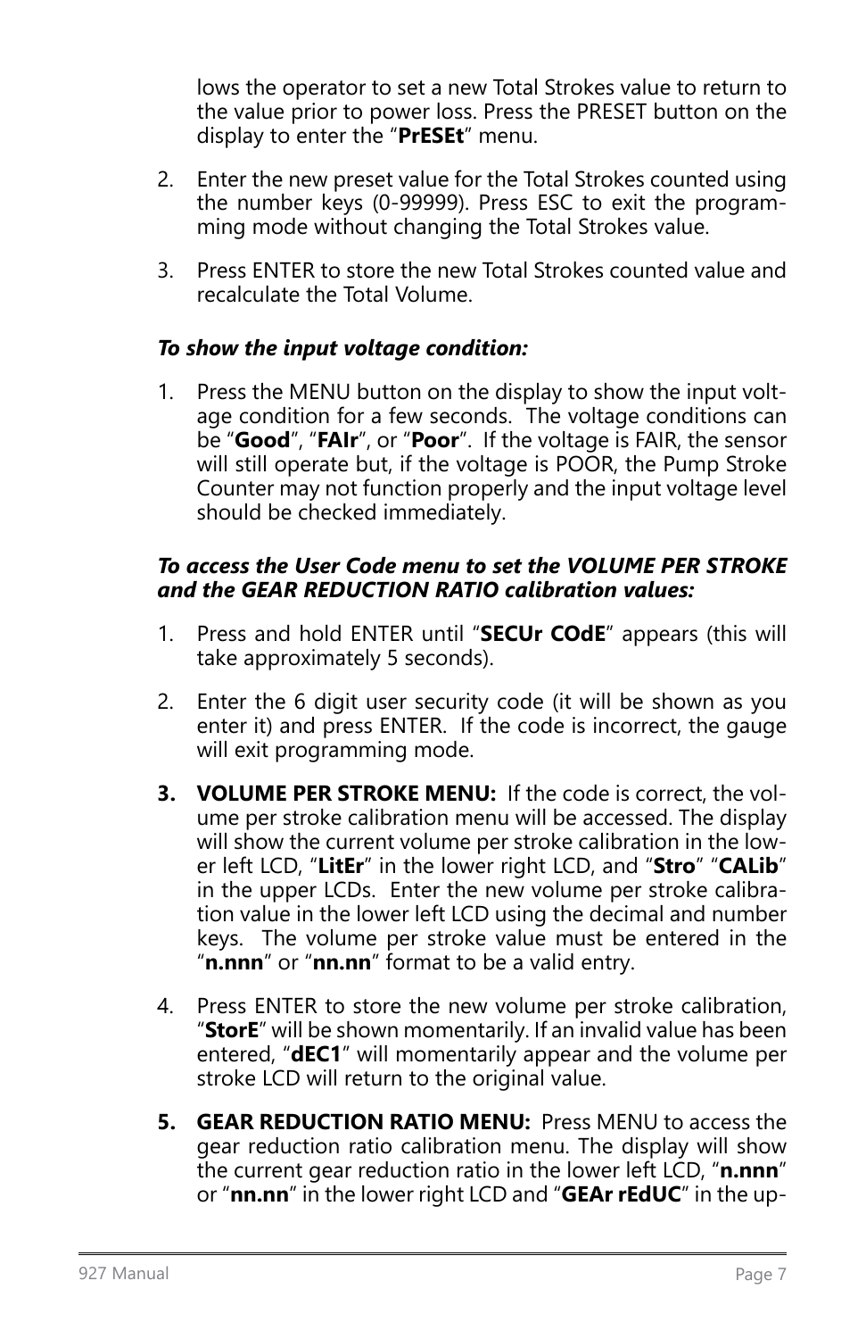lows the operator to set a new Total Strokes value to return to the value prior to power loss. Press the PRESET button on the display to enter the "**PrESEt**" menu.

2. Enter the new preset value for the Total Strokes counted using the number keys (0-99999). Press ESC to exit the programming mode without changing the Total Strokes value.

3. Press ENTER to store the new Total Strokes counted value and recalculate the Total Volume.

***To show the input voltage condition:***

1. Press the MENU button on the display to show the input voltage condition for a few seconds. The voltage conditions can be "**Good**", "**FAIr**", or "**Poor**". If the voltage is FAIR, the sensor will still operate but, if the voltage is POOR, the Pump Stroke Counter may not function properly and the input voltage level should be checked immediately.

***To access the User Code menu to set the VOLUME PER STROKE and the GEAR REDUCTION RATIO calibration values:***

1. Press and hold ENTER until "**SECUr COdE**" appears (this will take approximately 5 seconds).

2. Enter the 6 digit user security code (it will be shown as you enter it) and press ENTER. If the code is incorrect, the gauge will exit programming mode.

3. **VOLUME PER STROKE MENU:** If the code is correct, the volume per stroke calibration menu will be accessed. The display will show the current volume per stroke calibration in the lower left LCD, "**LitEr**" in the lower right LCD, and "**Stro**" "**CALib**" in the upper LCDs. Enter the new volume per stroke calibration value in the lower left LCD using the decimal and number keys. The volume per stroke value must be entered in the "**n.nnn**" or "**nn.nn**" format to be a valid entry.

4. Press ENTER to store the new volume per stroke calibration, "**StorE**" will be shown momentarily. If an invalid value has been entered, "**dEC1**" will momentarily appear and the volume per stroke LCD will return to the original value.

5. **GEAR REDUCTION RATIO MENU:** Press MENU to access the gear reduction ratio calibration menu. The display will show the current gear reduction ratio in the lower left LCD, "**n.nnn**" or "**nn.nn**" in the lower right LCD and "**GEAr rEdUC**" in the up-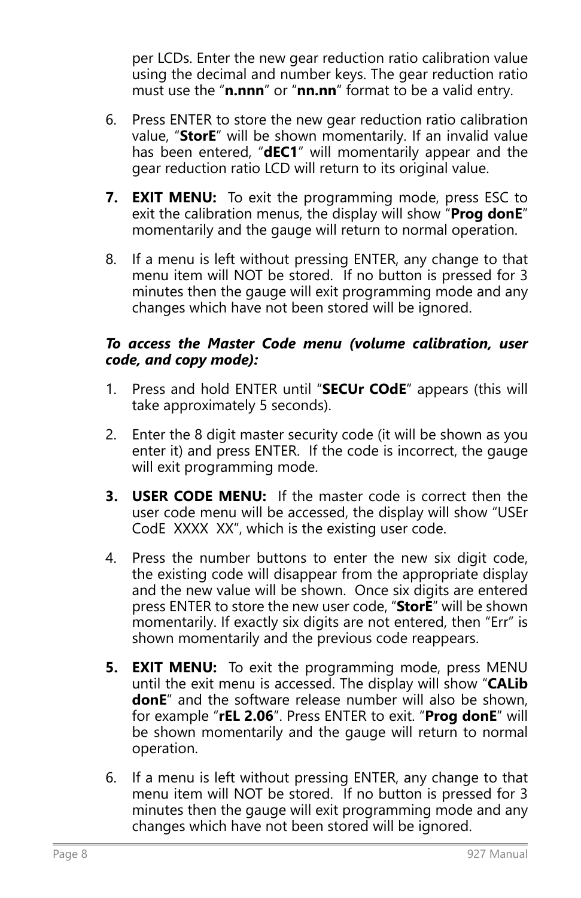per LCDs. Enter the new gear reduction ratio calibration value using the decimal and number keys. The gear reduction ratio must use the "**n.nnn**" or "**nn.nn**" format to be a valid entry.

6. Press ENTER to store the new gear reduction ratio calibration value, "**StorE**" will be shown momentarily. If an invalid value has been entered, "**dEC1**" will momentarily appear and the gear reduction ratio LCD will return to its original value.

7. **EXIT MENU:** To exit the programming mode, press ESC to exit the calibration menus, the display will show "**Prog donE**" momentarily and the gauge will return to normal operation.

8. If a menu is left without pressing ENTER, any change to that menu item will NOT be stored. If no button is pressed for 3 minutes then the gauge will exit programming mode and any changes which have not been stored will be ignored.

***To access the Master Code menu (volume calibration, user code, and copy mode):***

1. Press and hold ENTER until "**SECUr COdE**" appears (this will take approximately 5 seconds).

2. Enter the 8 digit master security code (it will be shown as you enter it) and press ENTER. If the code is incorrect, the gauge will exit programming mode.

3. **USER CODE MENU:** If the master code is correct then the user code menu will be accessed, the display will show "USEr CodE XXXX XX", which is the existing user code.

4. Press the number buttons to enter the new six digit code, the existing code will disappear from the appropriate display and the new value will be shown. Once six digits are entered press ENTER to store the new user code, "**StorE**" will be shown momentarily. If exactly six digits are not entered, then "Err" is shown momentarily and the previous code reappears.

5. **EXIT MENU:** To exit the programming mode, press MENU until the exit menu is accessed. The display will show "**CALib donE**" and the software release number will also be shown, for example "**rEL 2.06**". Press ENTER to exit. "**Prog donE**" will be shown momentarily and the gauge will return to normal operation.

6. If a menu is left without pressing ENTER, any change to that menu item will NOT be stored. If no button is pressed for 3 minutes then the gauge will exit programming mode and any changes which have not been stored will be ignored.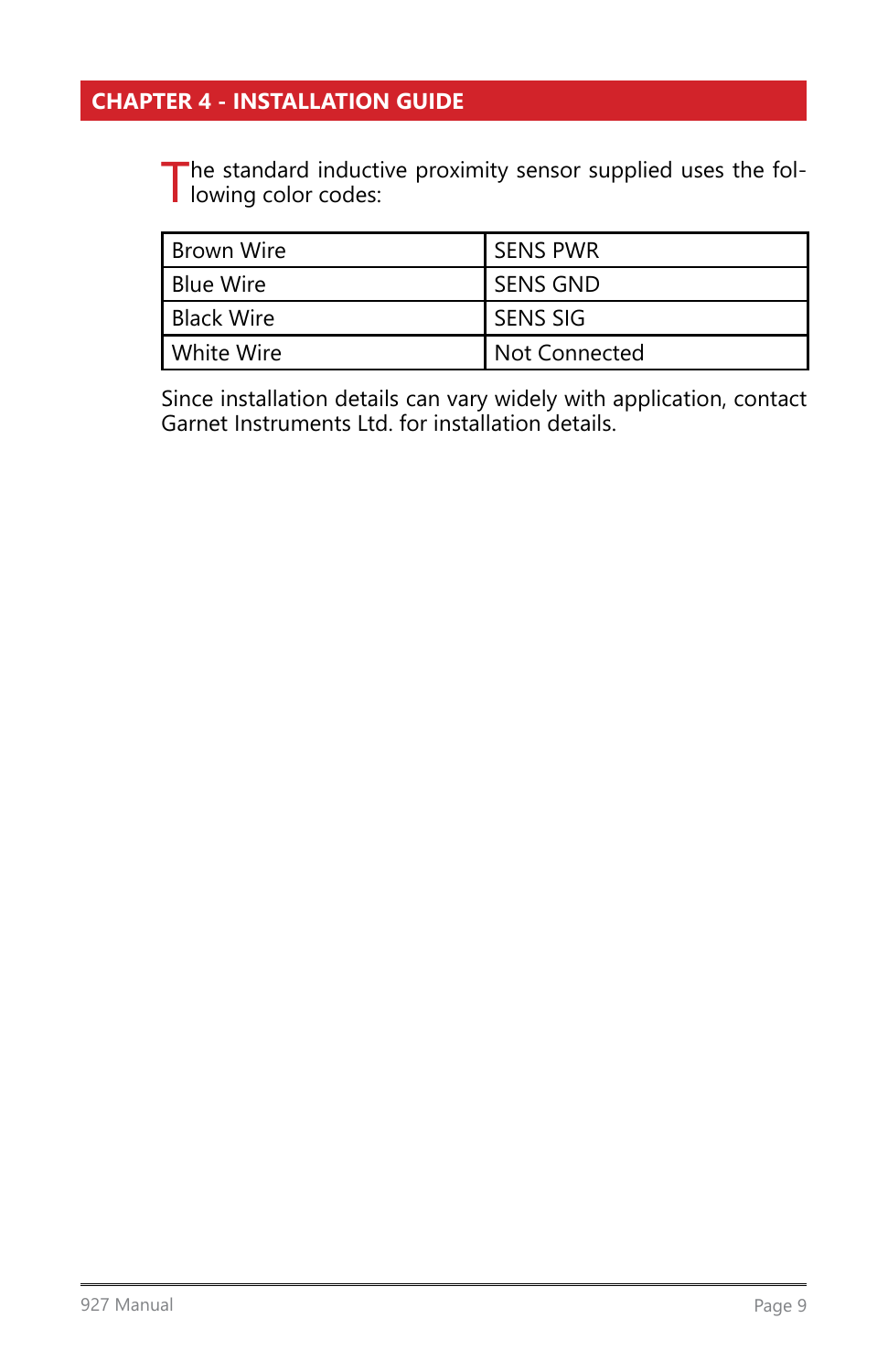## CHAPTER 4 - INSTALLATION GUIDE

The standard inductive proximity sensor supplied uses the following color codes:

| Brown Wire | SENS PWR |
|---|---|
| Blue Wire | SENS GND |
| Black Wire | SENS SIG |
| White Wire | Not Connected |

Since installation details can vary widely with application, contact Garnet Instruments Ltd. for installation details.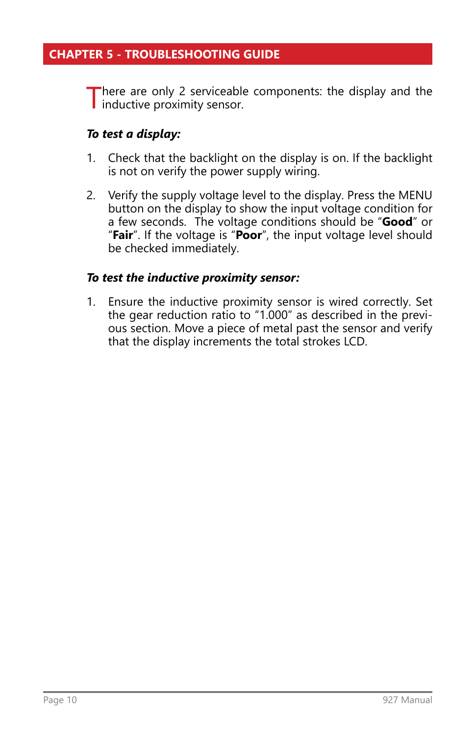# CHAPTER 5 - TROUBLESHOOTING GUIDE

There are only 2 serviceable components: the display and the inductive proximity sensor.

***To test a display:***

1. Check that the backlight on the display is on. If the backlight is not on verify the power supply wiring.

2. Verify the supply voltage level to the display. Press the MENU button on the display to show the input voltage condition for a few seconds. The voltage conditions should be "**Good**" or "**Fair**". If the voltage is "**Poor**", the input voltage level should be checked immediately.

***To test the inductive proximity sensor:***

1. Ensure the inductive proximity sensor is wired correctly. Set the gear reduction ratio to "1.000" as described in the previous section. Move a piece of metal past the sensor and verify that the display increments the total strokes LCD.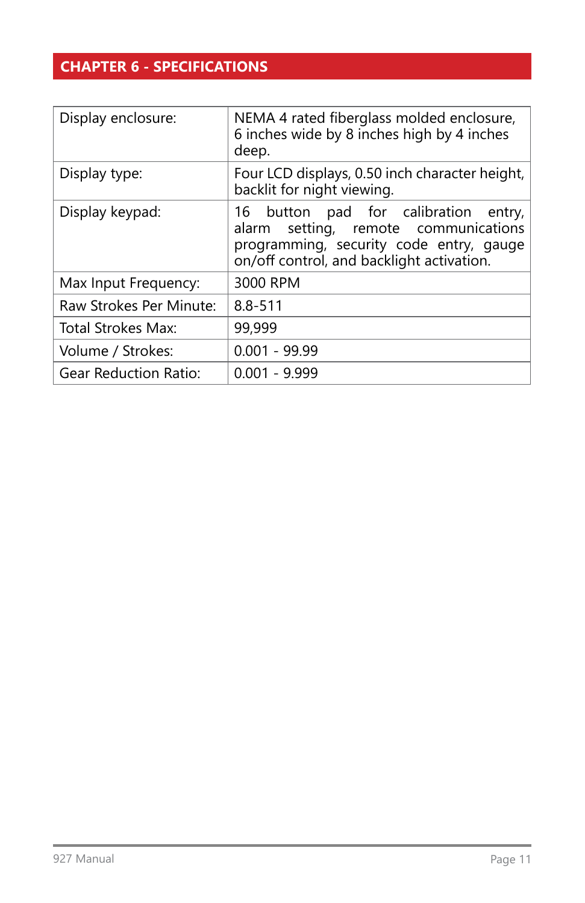# CHAPTER 6 - SPECIFICATIONS

| | |
|---|---|
| Display enclosure: | NEMA 4 rated fiberglass molded enclosure, 6 inches wide by 8 inches high by 4 inches deep. |
| Display type: | Four LCD displays, 0.50 inch character height, backlit for night viewing. |
| Display keypad: | 16 button pad for calibration entry, alarm setting, remote communications programming, security code entry, gauge on/off control, and backlight activation. |
| Max Input Frequency: | 3000 RPM |
| Raw Strokes Per Minute: | 8.8-511 |
| Total Strokes Max: | 99,999 |
| Volume / Strokes: | 0.001 - 99.99 |
| Gear Reduction Ratio: | 0.001 - 9.999 |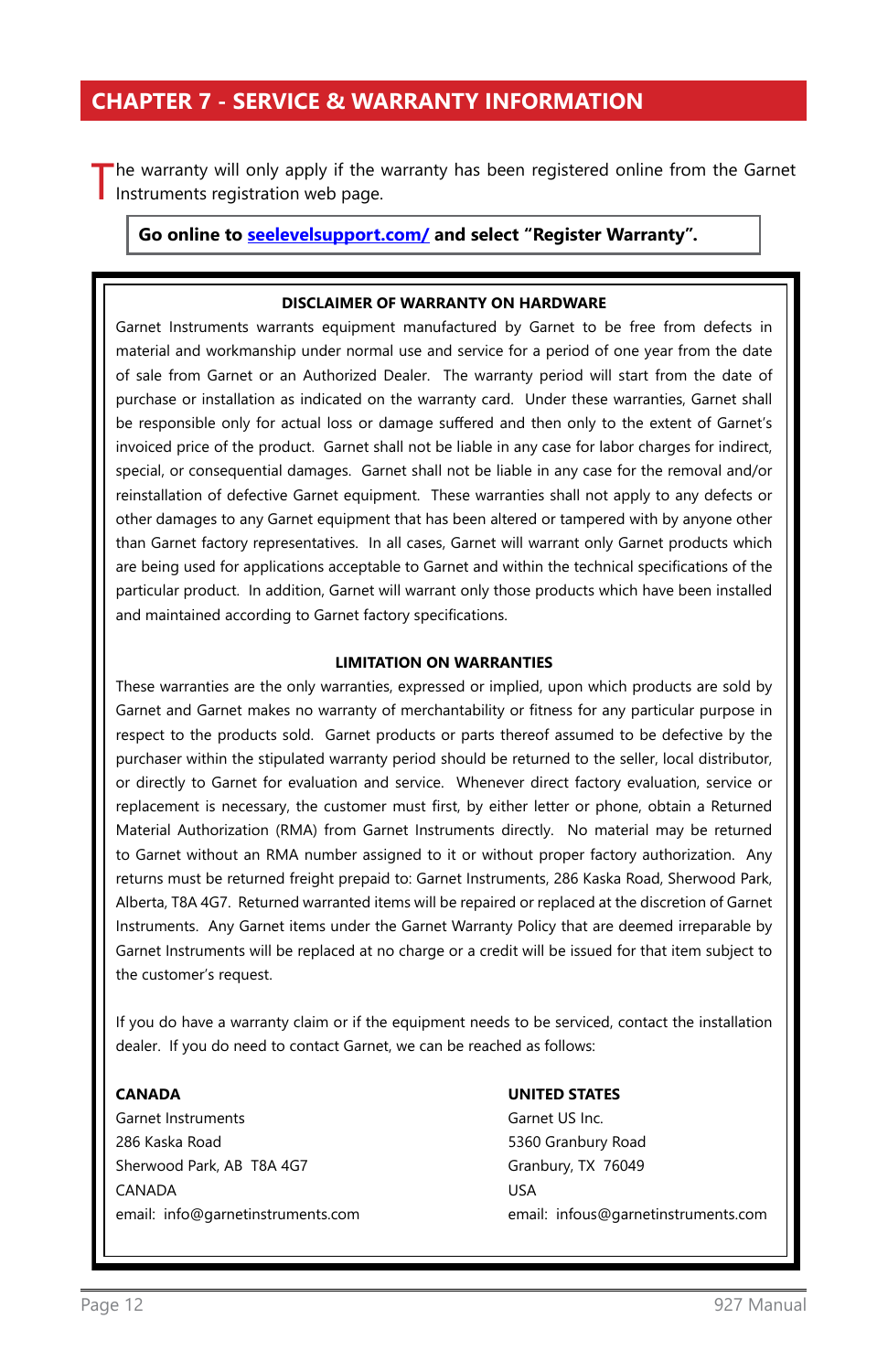# CHAPTER 7 - SERVICE & WARRANTY INFORMATION

The warranty will only apply if the warranty has been registered online from the Garnet Instruments registration web page.

**Go online to seelevelsupport.com/ and select "Register Warranty".**

**DISCLAIMER OF WARRANTY ON HARDWARE**

Garnet Instruments warrants equipment manufactured by Garnet to be free from defects in material and workmanship under normal use and service for a period of one year from the date of sale from Garnet or an Authorized Dealer. The warranty period will start from the date of purchase or installation as indicated on the warranty card. Under these warranties, Garnet shall be responsible only for actual loss or damage suffered and then only to the extent of Garnet's invoiced price of the product. Garnet shall not be liable in any case for labor charges for indirect, special, or consequential damages. Garnet shall not be liable in any case for the removal and/or reinstallation of defective Garnet equipment. These warranties shall not apply to any defects or other damages to any Garnet equipment that has been altered or tampered with by anyone other than Garnet factory representatives. In all cases, Garnet will warrant only Garnet products which are being used for applications acceptable to Garnet and within the technical specifications of the particular product. In addition, Garnet will warrant only those products which have been installed and maintained according to Garnet factory specifications.

**LIMITATION ON WARRANTIES**

These warranties are the only warranties, expressed or implied, upon which products are sold by Garnet and Garnet makes no warranty of merchantability or fitness for any particular purpose in respect to the products sold. Garnet products or parts thereof assumed to be defective by the purchaser within the stipulated warranty period should be returned to the seller, local distributor, or directly to Garnet for evaluation and service. Whenever direct factory evaluation, service or replacement is necessary, the customer must first, by either letter or phone, obtain a Returned Material Authorization (RMA) from Garnet Instruments directly. No material may be returned to Garnet without an RMA number assigned to it or without proper factory authorization. Any returns must be returned freight prepaid to: Garnet Instruments, 286 Kaska Road, Sherwood Park, Alberta, T8A 4G7. Returned warranted items will be repaired or replaced at the discretion of Garnet Instruments. Any Garnet items under the Garnet Warranty Policy that are deemed irreparable by Garnet Instruments will be replaced at no charge or a credit will be issued for that item subject to the customer's request.

If you do have a warranty claim or if the equipment needs to be serviced, contact the installation dealer. If you do need to contact Garnet, we can be reached as follows:

**CANADA**
Garnet Instruments
286 Kaska Road
Sherwood Park, AB T8A 4G7
CANADA
email: info@garnetinstruments.com

**UNITED STATES**
Garnet US Inc.
5360 Granbury Road
Granbury, TX 76049
USA
email: infous@garnetinstruments.com